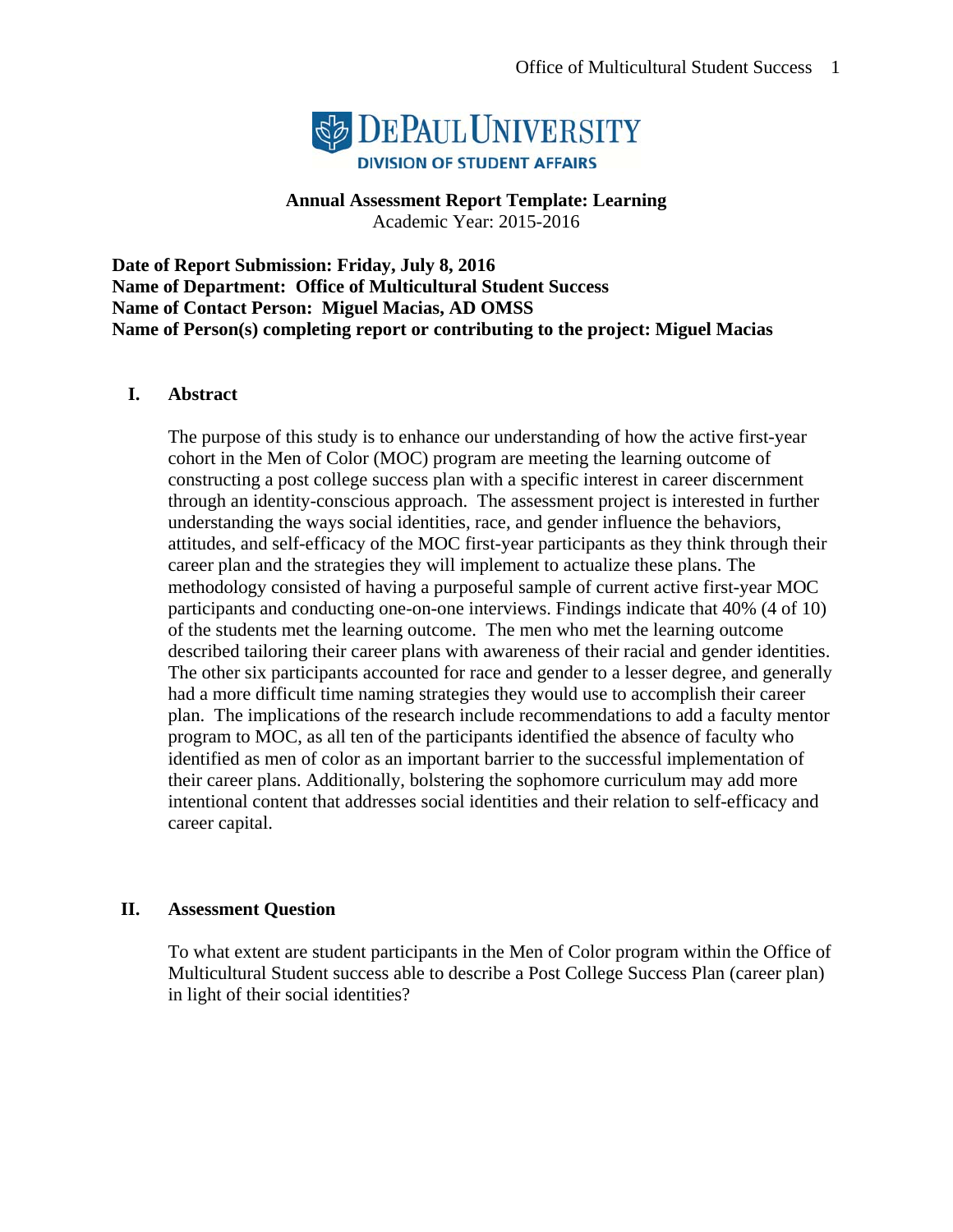DePaul University
Division of Student Affairs

**Annual Assessment Report Template: Learning**
Academic Year: 2015-2016

**Date of Report Submission: Friday, July 8, 2016**
**Name of Department: Office of Multicultural Student Success**
**Name of Contact Person: Miguel Macias, AD OMSS**
**Name of Person(s) completing report or contributing to the project: Miguel Macias**

## I. Abstract

The purpose of this study is to enhance our understanding of how the active first-year cohort in the Men of Color (MOC) program are meeting the learning outcome of constructing a post college success plan with a specific interest in career discernment through an identity-conscious approach. The assessment project is interested in further understanding the ways social identities, race, and gender influence the behaviors, attitudes, and self-efficacy of the MOC first-year participants as they think through their career plan and the strategies they will implement to actualize these plans. The methodology consisted of having a purposeful sample of current active first-year MOC participants and conducting one-on-one interviews. Findings indicate that 40% (4 of 10) of the students met the learning outcome. The men who met the learning outcome described tailoring their career plans with awareness of their racial and gender identities. The other six participants accounted for race and gender to a lesser degree, and generally had a more difficult time naming strategies they would use to accomplish their career plan. The implications of the research include recommendations to add a faculty mentor program to MOC, as all ten of the participants identified the absence of faculty who identified as men of color as an important barrier to the successful implementation of their career plans. Additionally, bolstering the sophomore curriculum may add more intentional content that addresses social identities and their relation to self-efficacy and career capital.

## II. Assessment Question

To what extent are student participants in the Men of Color program within the Office of Multicultural Student success able to describe a Post College Success Plan (career plan) in light of their social identities?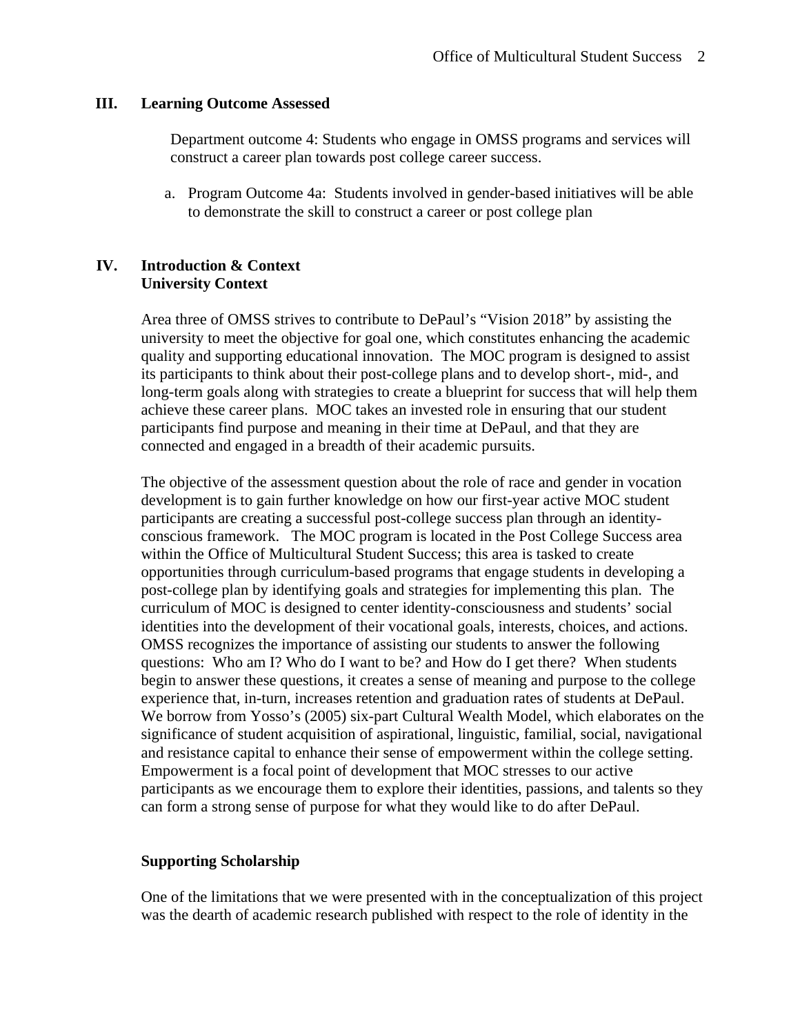## III. Learning Outcome Assessed

Department outcome 4: Students who engage in OMSS programs and services will construct a career plan towards post college career success.

a. Program Outcome 4a: Students involved in gender-based initiatives will be able to demonstrate the skill to construct a career or post college plan

## IV. Introduction & Context

### University Context

Area three of OMSS strives to contribute to DePaul's "Vision 2018" by assisting the university to meet the objective for goal one, which constitutes enhancing the academic quality and supporting educational innovation. The MOC program is designed to assist its participants to think about their post-college plans and to develop short-, mid-, and long-term goals along with strategies to create a blueprint for success that will help them achieve these career plans. MOC takes an invested role in ensuring that our student participants find purpose and meaning in their time at DePaul, and that they are connected and engaged in a breadth of their academic pursuits.

The objective of the assessment question about the role of race and gender in vocation development is to gain further knowledge on how our first-year active MOC student participants are creating a successful post-college success plan through an identity-conscious framework. The MOC program is located in the Post College Success area within the Office of Multicultural Student Success; this area is tasked to create opportunities through curriculum-based programs that engage students in developing a post-college plan by identifying goals and strategies for implementing this plan. The curriculum of MOC is designed to center identity-consciousness and students' social identities into the development of their vocational goals, interests, choices, and actions. OMSS recognizes the importance of assisting our students to answer the following questions: Who am I? Who do I want to be? and How do I get there? When students begin to answer these questions, it creates a sense of meaning and purpose to the college experience that, in-turn, increases retention and graduation rates of students at DePaul. We borrow from Yosso's (2005) six-part Cultural Wealth Model, which elaborates on the significance of student acquisition of aspirational, linguistic, familial, social, navigational and resistance capital to enhance their sense of empowerment within the college setting. Empowerment is a focal point of development that MOC stresses to our active participants as we encourage them to explore their identities, passions, and talents so they can form a strong sense of purpose for what they would like to do after DePaul.

### Supporting Scholarship

One of the limitations that we were presented with in the conceptualization of this project was the dearth of academic research published with respect to the role of identity in the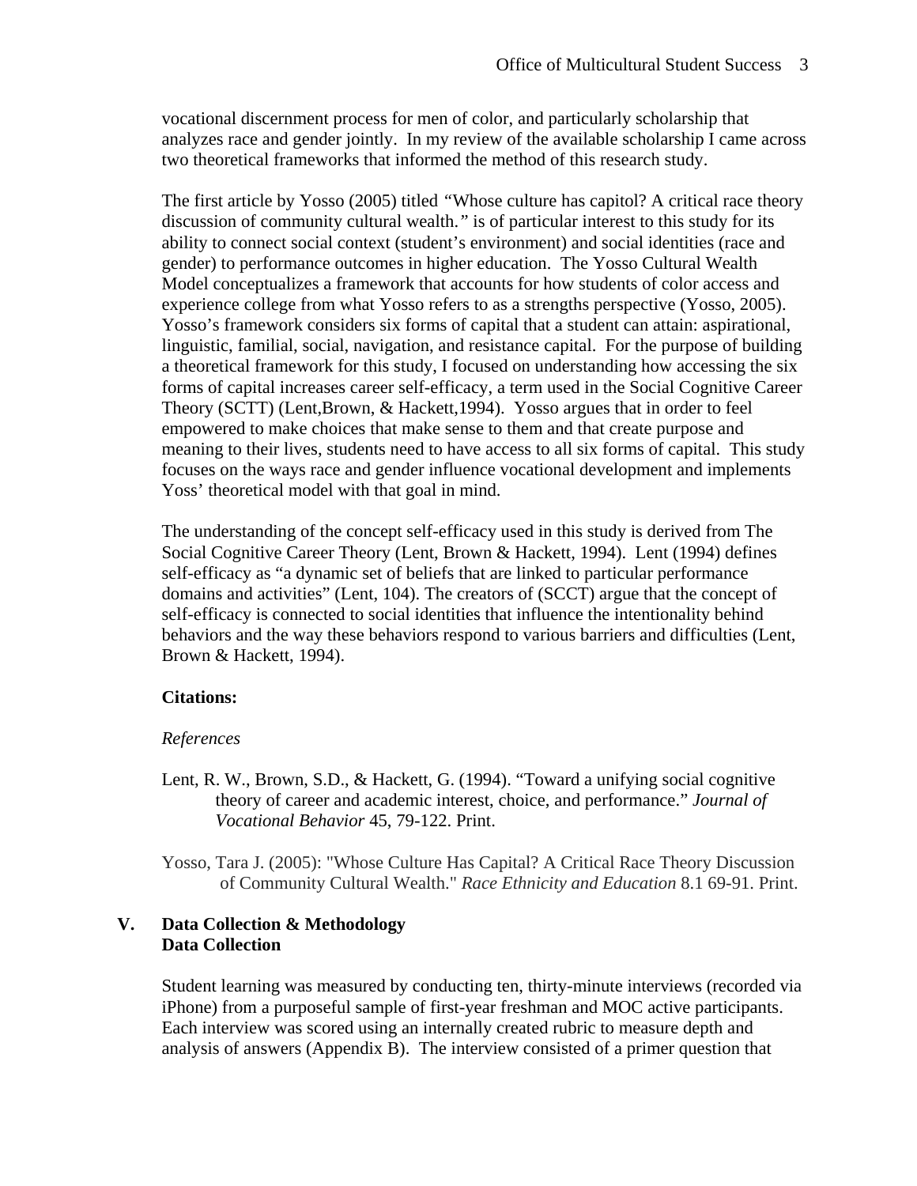vocational discernment process for men of color, and particularly scholarship that analyzes race and gender jointly. In my review of the available scholarship I came across two theoretical frameworks that informed the method of this research study.

The first article by Yosso (2005) titled *"Whose culture has capitol? A critical race theory discussion of community cultural wealth."* is of particular interest to this study for its ability to connect social context (student's environment) and social identities (race and gender) to performance outcomes in higher education. The Yosso Cultural Wealth Model conceptualizes a framework that accounts for how students of color access and experience college from what Yosso refers to as a strengths perspective (Yosso, 2005). Yosso's framework considers six forms of capital that a student can attain: aspirational, linguistic, familial, social, navigation, and resistance capital. For the purpose of building a theoretical framework for this study, I focused on understanding how accessing the six forms of capital increases career self-efficacy, a term used in the Social Cognitive Career Theory (SCTT) (Lent,Brown, & Hackett,1994). Yosso argues that in order to feel empowered to make choices that make sense to them and that create purpose and meaning to their lives, students need to have access to all six forms of capital. This study focuses on the ways race and gender influence vocational development and implements Yoss' theoretical model with that goal in mind.

The understanding of the concept self-efficacy used in this study is derived from The Social Cognitive Career Theory (Lent, Brown & Hackett, 1994). Lent (1994) defines self-efficacy as "a dynamic set of beliefs that are linked to particular performance domains and activities" (Lent, 104). The creators of (SCCT) argue that the concept of self-efficacy is connected to social identities that influence the intentionality behind behaviors and the way these behaviors respond to various barriers and difficulties (Lent, Brown & Hackett, 1994).

**Citations:**

*References*

Lent, R. W., Brown, S.D., & Hackett, G. (1994). "Toward a unifying social cognitive theory of career and academic interest, choice, and performance." *Journal of Vocational Behavior* 45, 79-122. Print.

Yosso, Tara J. (2005): "Whose Culture Has Capital? A Critical Race Theory Discussion of Community Cultural Wealth." *Race Ethnicity and Education* 8.1 69-91. Print.

## V. Data Collection & Methodology

### Data Collection

Student learning was measured by conducting ten, thirty-minute interviews (recorded via iPhone) from a purposeful sample of first-year freshman and MOC active participants. Each interview was scored using an internally created rubric to measure depth and analysis of answers (Appendix B). The interview consisted of a primer question that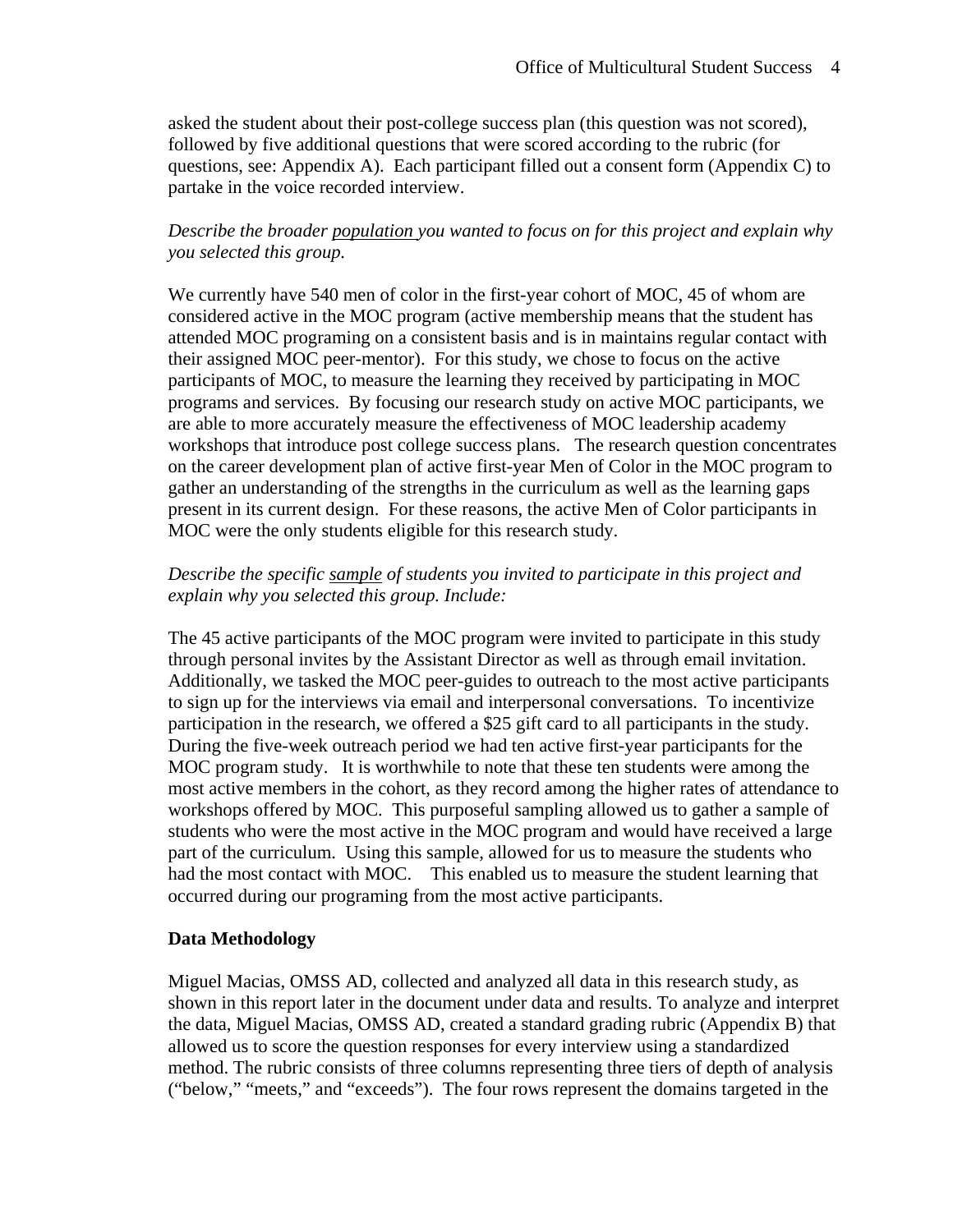asked the student about their post-college success plan (this question was not scored), followed by five additional questions that were scored according to the rubric (for questions, see: Appendix A). Each participant filled out a consent form (Appendix C) to partake in the voice recorded interview.

*Describe the broader <u>population</u> you wanted to focus on for this project and explain why you selected this group.*

We currently have 540 men of color in the first-year cohort of MOC, 45 of whom are considered active in the MOC program (active membership means that the student has attended MOC programing on a consistent basis and is in maintains regular contact with their assigned MOC peer-mentor). For this study, we chose to focus on the active participants of MOC, to measure the learning they received by participating in MOC programs and services. By focusing our research study on active MOC participants, we are able to more accurately measure the effectiveness of MOC leadership academy workshops that introduce post college success plans. The research question concentrates on the career development plan of active first-year Men of Color in the MOC program to gather an understanding of the strengths in the curriculum as well as the learning gaps present in its current design. For these reasons, the active Men of Color participants in MOC were the only students eligible for this research study.

*Describe the specific <u>sample</u> of students you invited to participate in this project and explain why you selected this group. Include:*

The 45 active participants of the MOC program were invited to participate in this study through personal invites by the Assistant Director as well as through email invitation. Additionally, we tasked the MOC peer-guides to outreach to the most active participants to sign up for the interviews via email and interpersonal conversations. To incentivize participation in the research, we offered a $25 gift card to all participants in the study. During the five-week outreach period we had ten active first-year participants for the MOC program study. It is worthwhile to note that these ten students were among the most active members in the cohort, as they record among the higher rates of attendance to workshops offered by MOC. This purposeful sampling allowed us to gather a sample of students who were the most active in the MOC program and would have received a large part of the curriculum. Using this sample, allowed for us to measure the students who had the most contact with MOC. This enabled us to measure the student learning that occurred during our programing from the most active participants.

**Data Methodology**

Miguel Macias, OMSS AD, collected and analyzed all data in this research study, as shown in this report later in the document under data and results. To analyze and interpret the data, Miguel Macias, OMSS AD, created a standard grading rubric (Appendix B) that allowed us to score the question responses for every interview using a standardized method. The rubric consists of three columns representing three tiers of depth of analysis ("below," "meets," and "exceeds"). The four rows represent the domains targeted in the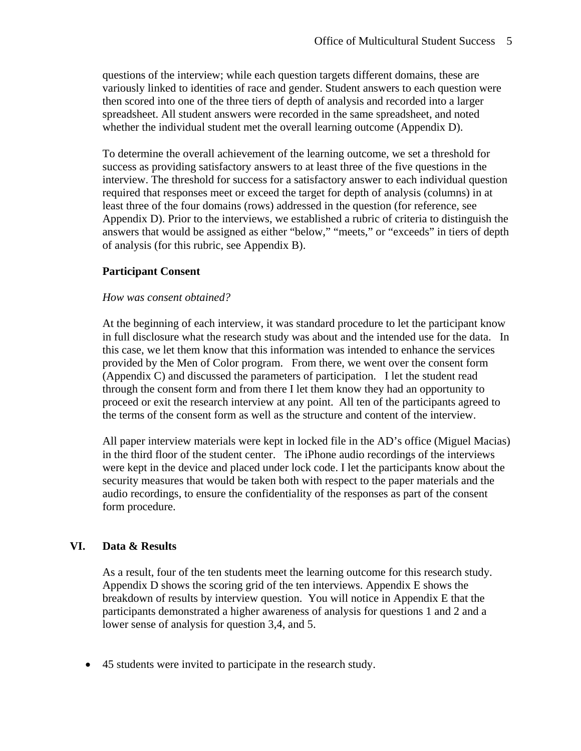questions of the interview; while each question targets different domains, these are variously linked to identities of race and gender. Student answers to each question were then scored into one of the three tiers of depth of analysis and recorded into a larger spreadsheet. All student answers were recorded in the same spreadsheet, and noted whether the individual student met the overall learning outcome (Appendix D).

To determine the overall achievement of the learning outcome, we set a threshold for success as providing satisfactory answers to at least three of the five questions in the interview. The threshold for success for a satisfactory answer to each individual question required that responses meet or exceed the target for depth of analysis (columns) in at least three of the four domains (rows) addressed in the question (for reference, see Appendix D). Prior to the interviews, we established a rubric of criteria to distinguish the answers that would be assigned as either "below," "meets," or "exceeds" in tiers of depth of analysis (for this rubric, see Appendix B).

### Participant Consent

*How was consent obtained?*

At the beginning of each interview, it was standard procedure to let the participant know in full disclosure what the research study was about and the intended use for the data. In this case, we let them know that this information was intended to enhance the services provided by the Men of Color program. From there, we went over the consent form (Appendix C) and discussed the parameters of participation. I let the student read through the consent form and from there I let them know they had an opportunity to proceed or exit the research interview at any point. All ten of the participants agreed to the terms of the consent form as well as the structure and content of the interview.

All paper interview materials were kept in locked file in the AD's office (Miguel Macias) in the third floor of the student center. The iPhone audio recordings of the interviews were kept in the device and placed under lock code. I let the participants know about the security measures that would be taken both with respect to the paper materials and the audio recordings, to ensure the confidentiality of the responses as part of the consent form procedure.

## VI. Data & Results

As a result, four of the ten students meet the learning outcome for this research study. Appendix D shows the scoring grid of the ten interviews. Appendix E shows the breakdown of results by interview question. You will notice in Appendix E that the participants demonstrated a higher awareness of analysis for questions 1 and 2 and a lower sense of analysis for question 3,4, and 5.

- 45 students were invited to participate in the research study.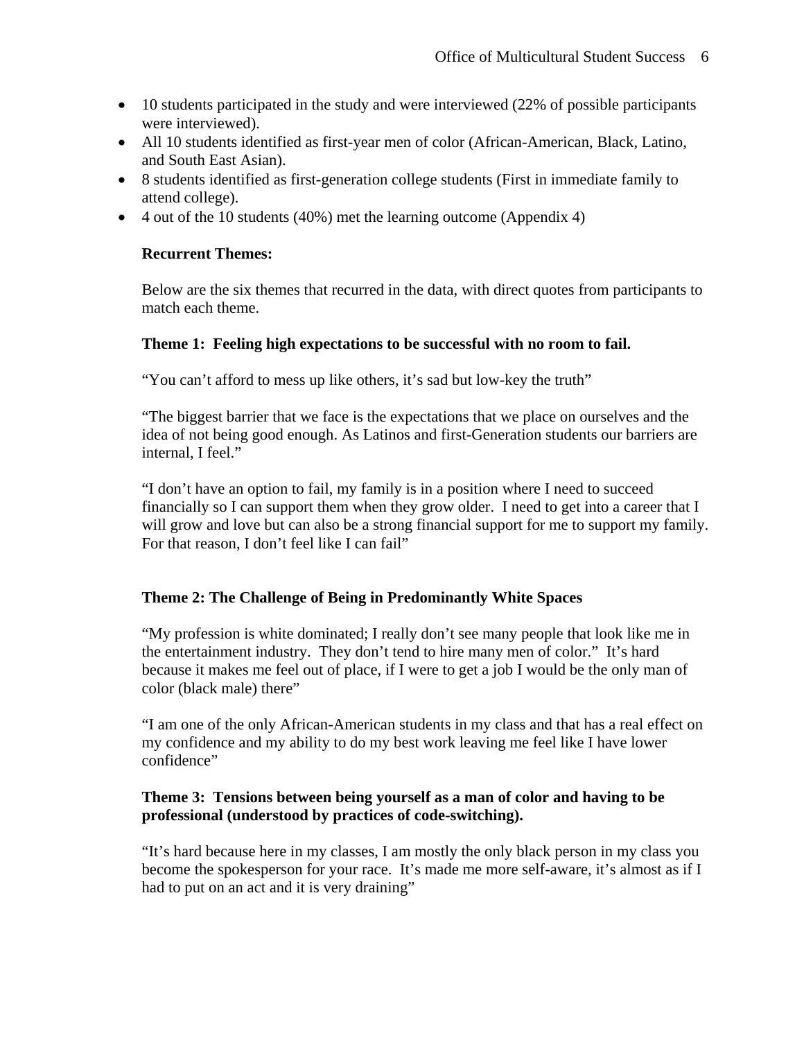- 10 students participated in the study and were interviewed (22% of possible participants were interviewed).
- All 10 students identified as first-year men of color (African-American, Black, Latino, and South East Asian).
- 8 students identified as first-generation college students (First in immediate family to attend college).
- 4 out of the 10 students (40%) met the learning outcome (Appendix 4)

**Recurrent Themes:**

Below are the six themes that recurred in the data, with direct quotes from participants to match each theme.

**Theme 1: Feeling high expectations to be successful with no room to fail.**

"You can't afford to mess up like others, it's sad but low-key the truth"

"The biggest barrier that we face is the expectations that we place on ourselves and the idea of not being good enough. As Latinos and first-Generation students our barriers are internal, I feel."

"I don't have an option to fail, my family is in a position where I need to succeed financially so I can support them when they grow older. I need to get into a career that I will grow and love but can also be a strong financial support for me to support my family. For that reason, I don't feel like I can fail"

**Theme 2: The Challenge of Being in Predominantly White Spaces**

"My profession is white dominated; I really don't see many people that look like me in the entertainment industry. They don't tend to hire many men of color." It's hard because it makes me feel out of place, if I were to get a job I would be the only man of color (black male) there"

"I am one of the only African-American students in my class and that has a real effect on my confidence and my ability to do my best work leaving me feel like I have lower confidence"

**Theme 3: Tensions between being yourself as a man of color and having to be professional (understood by practices of code-switching).**

"It's hard because here in my classes, I am mostly the only black person in my class you become the spokesperson for your race. It's made me more self-aware, it's almost as if I had to put on an act and it is very draining"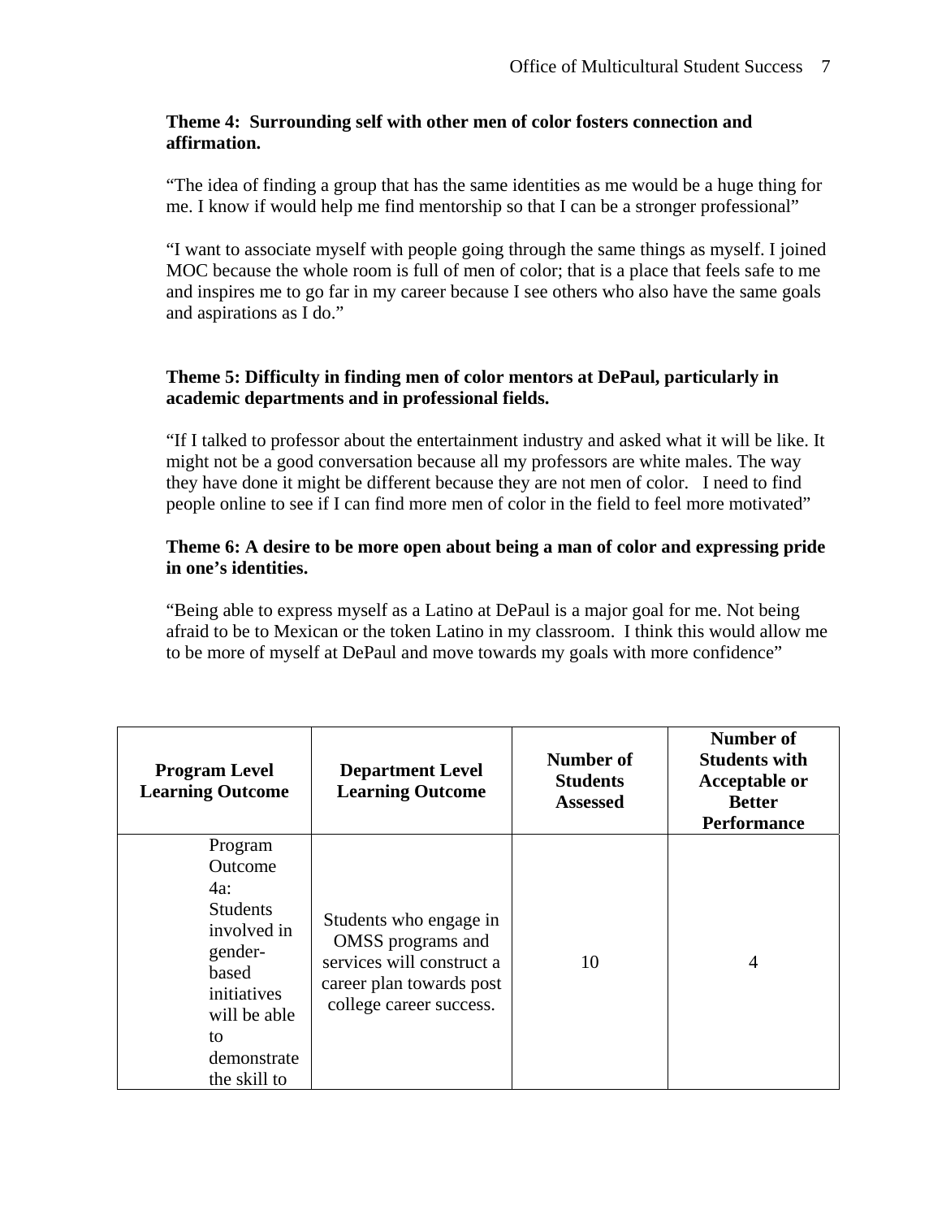**Theme 4: Surrounding self with other men of color fosters connection and affirmation.**

"The idea of finding a group that has the same identities as me would be a huge thing for me. I know if would help me find mentorship so that I can be a stronger professional"

"I want to associate myself with people going through the same things as myself. I joined MOC because the whole room is full of men of color; that is a place that feels safe to me and inspires me to go far in my career because I see others who also have the same goals and aspirations as I do."

**Theme 5: Difficulty in finding men of color mentors at DePaul, particularly in academic departments and in professional fields.**

"If I talked to professor about the entertainment industry and asked what it will be like. It might not be a good conversation because all my professors are white males. The way they have done it might be different because they are not men of color. I need to find people online to see if I can find more men of color in the field to feel more motivated"

**Theme 6: A desire to be more open about being a man of color and expressing pride in one's identities.**

"Being able to express myself as a Latino at DePaul is a major goal for me. Not being afraid to be to Mexican or the token Latino in my classroom. I think this would allow me to be more of myself at DePaul and move towards my goals with more confidence"

| Program Level Learning Outcome | Department Level Learning Outcome | Number of Students Assessed | Number of Students with Acceptable or Better Performance |
|---|---|---|---|
| Program Outcome 4a: Students involved in gender-based initiatives will be able to demonstrate the skill to | Students who engage in OMSS programs and services will construct a career plan towards post college career success. | 10 | 4 |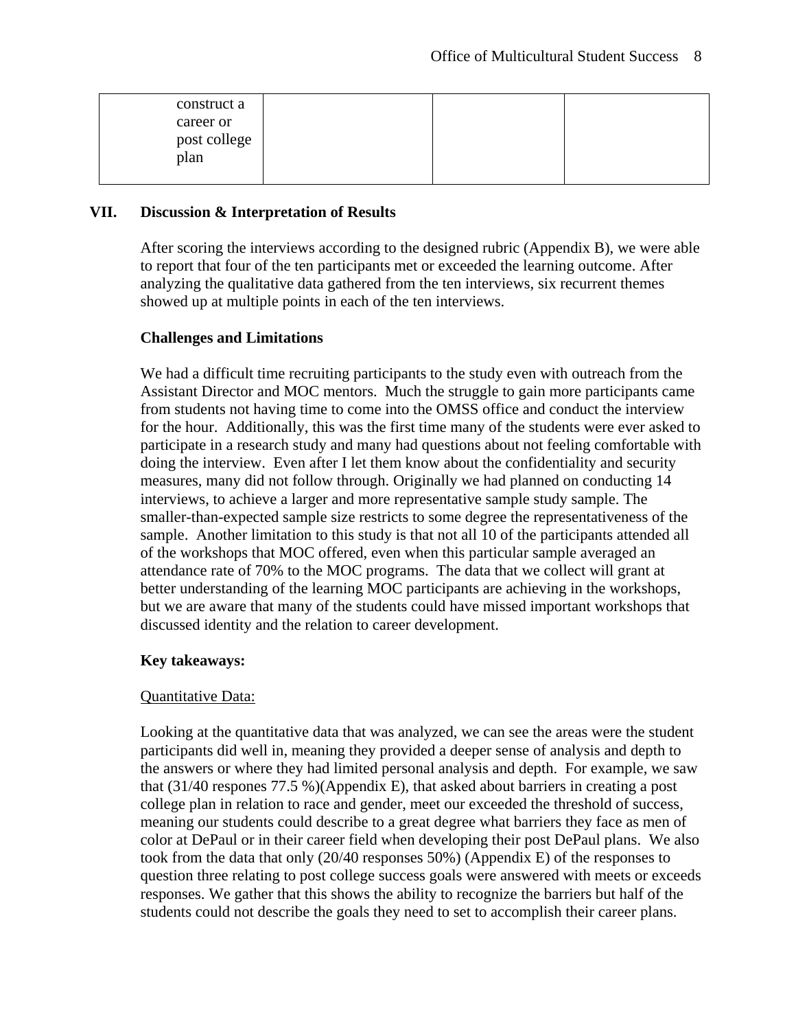| construct a career or post college plan | | | |
|---|---|---|---|

## VII. Discussion & Interpretation of Results

After scoring the interviews according to the designed rubric (Appendix B), we were able to report that four of the ten participants met or exceeded the learning outcome. After analyzing the qualitative data gathered from the ten interviews, six recurrent themes showed up at multiple points in each of the ten interviews.

**Challenges and Limitations**

We had a difficult time recruiting participants to the study even with outreach from the Assistant Director and MOC mentors. Much the struggle to gain more participants came from students not having time to come into the OMSS office and conduct the interview for the hour. Additionally, this was the first time many of the students were ever asked to participate in a research study and many had questions about not feeling comfortable with doing the interview. Even after I let them know about the confidentiality and security measures, many did not follow through. Originally we had planned on conducting 14 interviews, to achieve a larger and more representative sample study sample. The smaller-than-expected sample size restricts to some degree the representativeness of the sample. Another limitation to this study is that not all 10 of the participants attended all of the workshops that MOC offered, even when this particular sample averaged an attendance rate of 70% to the MOC programs. The data that we collect will grant at better understanding of the learning MOC participants are achieving in the workshops, but we are aware that many of the students could have missed important workshops that discussed identity and the relation to career development.

**Key takeaways:**

<u>Quantitative Data:</u>

Looking at the quantitative data that was analyzed, we can see the areas were the student participants did well in, meaning they provided a deeper sense of analysis and depth to the answers or where they had limited personal analysis and depth. For example, we saw that (31/40 respones 77.5 %)(Appendix E), that asked about barriers in creating a post college plan in relation to race and gender, meet our exceeded the threshold of success, meaning our students could describe to a great degree what barriers they face as men of color at DePaul or in their career field when developing their post DePaul plans. We also took from the data that only (20/40 responses 50%) (Appendix E) of the responses to question three relating to post college success goals were answered with meets or exceeds responses. We gather that this shows the ability to recognize the barriers but half of the students could not describe the goals they need to set to accomplish their career plans.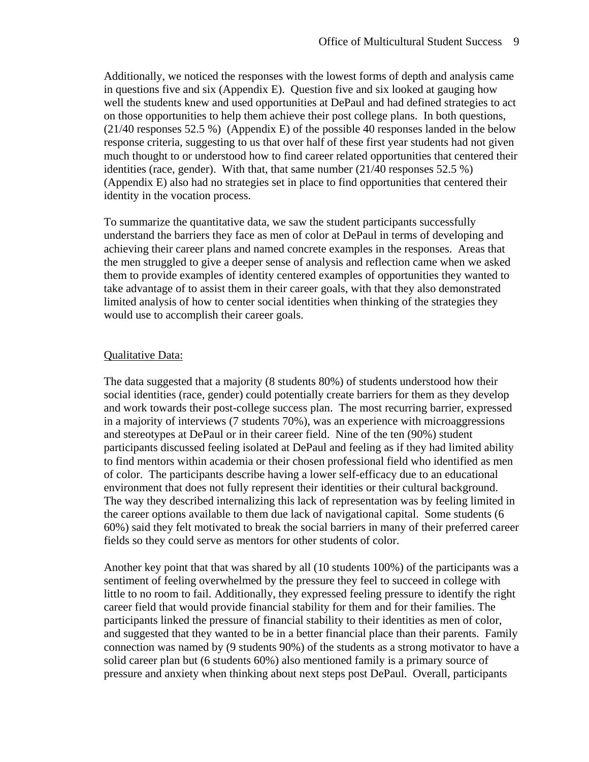Additionally, we noticed the responses with the lowest forms of depth and analysis came in questions five and six (Appendix E). Question five and six looked at gauging how well the students knew and used opportunities at DePaul and had defined strategies to act on those opportunities to help them achieve their post college plans. In both questions, (21/40 responses 52.5 %) (Appendix E) of the possible 40 responses landed in the below response criteria, suggesting to us that over half of these first year students had not given much thought to or understood how to find career related opportunities that centered their identities (race, gender). With that, that same number (21/40 responses 52.5 %) (Appendix E) also had no strategies set in place to find opportunities that centered their identity in the vocation process.

To summarize the quantitative data, we saw the student participants successfully understand the barriers they face as men of color at DePaul in terms of developing and achieving their career plans and named concrete examples in the responses. Areas that the men struggled to give a deeper sense of analysis and reflection came when we asked them to provide examples of identity centered examples of opportunities they wanted to take advantage of to assist them in their career goals, with that they also demonstrated limited analysis of how to center social identities when thinking of the strategies they would use to accomplish their career goals.

<u>Qualitative Data:</u>

The data suggested that a majority (8 students 80%) of students understood how their social identities (race, gender) could potentially create barriers for them as they develop and work towards their post-college success plan. The most recurring barrier, expressed in a majority of interviews (7 students 70%), was an experience with microaggressions and stereotypes at DePaul or in their career field. Nine of the ten (90%) student participants discussed feeling isolated at DePaul and feeling as if they had limited ability to find mentors within academia or their chosen professional field who identified as men of color. The participants describe having a lower self-efficacy due to an educational environment that does not fully represent their identities or their cultural background. The way they described internalizing this lack of representation was by feeling limited in the career options available to them due lack of navigational capital. Some students (6 60%) said they felt motivated to break the social barriers in many of their preferred career fields so they could serve as mentors for other students of color.

Another key point that that was shared by all (10 students 100%) of the participants was a sentiment of feeling overwhelmed by the pressure they feel to succeed in college with little to no room to fail. Additionally, they expressed feeling pressure to identify the right career field that would provide financial stability for them and for their families. The participants linked the pressure of financial stability to their identities as men of color, and suggested that they wanted to be in a better financial place than their parents. Family connection was named by (9 students 90%) of the students as a strong motivator to have a solid career plan but (6 students 60%) also mentioned family is a primary source of pressure and anxiety when thinking about next steps post DePaul. Overall, participants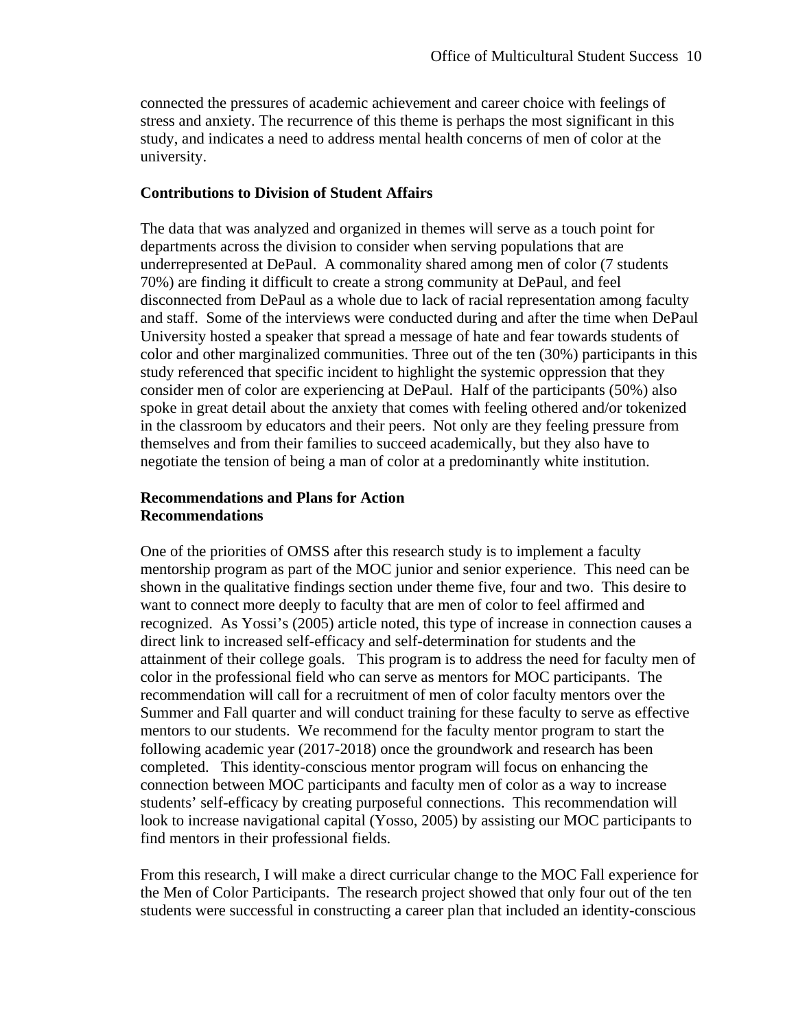connected the pressures of academic achievement and career choice with feelings of stress and anxiety. The recurrence of this theme is perhaps the most significant in this study, and indicates a need to address mental health concerns of men of color at the university.

**Contributions to Division of Student Affairs**

The data that was analyzed and organized in themes will serve as a touch point for departments across the division to consider when serving populations that are underrepresented at DePaul. A commonality shared among men of color (7 students 70%) are finding it difficult to create a strong community at DePaul, and feel disconnected from DePaul as a whole due to lack of racial representation among faculty and staff. Some of the interviews were conducted during and after the time when DePaul University hosted a speaker that spread a message of hate and fear towards students of color and other marginalized communities. Three out of the ten (30%) participants in this study referenced that specific incident to highlight the systemic oppression that they consider men of color are experiencing at DePaul. Half of the participants (50%) also spoke in great detail about the anxiety that comes with feeling othered and/or tokenized in the classroom by educators and their peers. Not only are they feeling pressure from themselves and from their families to succeed academically, but they also have to negotiate the tension of being a man of color at a predominantly white institution.

**Recommendations and Plans for Action**
**Recommendations**

One of the priorities of OMSS after this research study is to implement a faculty mentorship program as part of the MOC junior and senior experience. This need can be shown in the qualitative findings section under theme five, four and two. This desire to want to connect more deeply to faculty that are men of color to feel affirmed and recognized. As Yossi's (2005) article noted, this type of increase in connection causes a direct link to increased self-efficacy and self-determination for students and the attainment of their college goals. This program is to address the need for faculty men of color in the professional field who can serve as mentors for MOC participants. The recommendation will call for a recruitment of men of color faculty mentors over the Summer and Fall quarter and will conduct training for these faculty to serve as effective mentors to our students. We recommend for the faculty mentor program to start the following academic year (2017-2018) once the groundwork and research has been completed. This identity-conscious mentor program will focus on enhancing the connection between MOC participants and faculty men of color as a way to increase students' self-efficacy by creating purposeful connections. This recommendation will look to increase navigational capital (Yosso, 2005) by assisting our MOC participants to find mentors in their professional fields.

From this research, I will make a direct curricular change to the MOC Fall experience for the Men of Color Participants. The research project showed that only four out of the ten students were successful in constructing a career plan that included an identity-conscious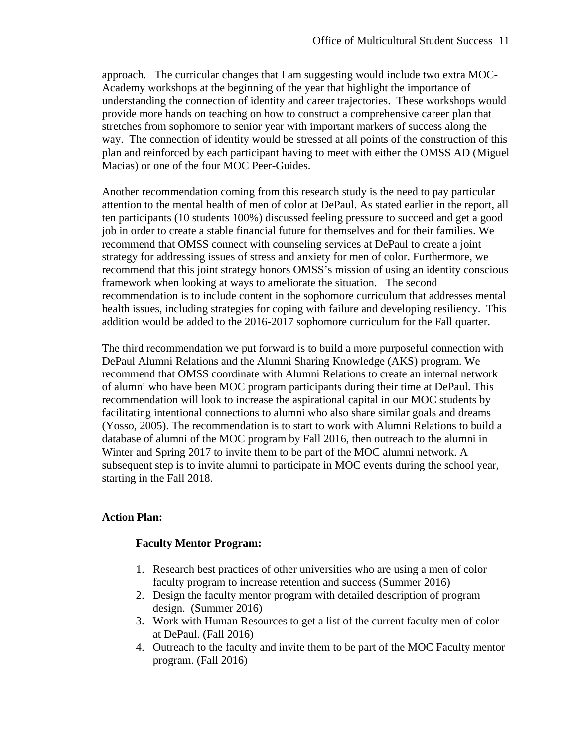approach. The curricular changes that I am suggesting would include two extra MOC-Academy workshops at the beginning of the year that highlight the importance of understanding the connection of identity and career trajectories. These workshops would provide more hands on teaching on how to construct a comprehensive career plan that stretches from sophomore to senior year with important markers of success along the way. The connection of identity would be stressed at all points of the construction of this plan and reinforced by each participant having to meet with either the OMSS AD (Miguel Macias) or one of the four MOC Peer-Guides.

Another recommendation coming from this research study is the need to pay particular attention to the mental health of men of color at DePaul. As stated earlier in the report, all ten participants (10 students 100%) discussed feeling pressure to succeed and get a good job in order to create a stable financial future for themselves and for their families. We recommend that OMSS connect with counseling services at DePaul to create a joint strategy for addressing issues of stress and anxiety for men of color. Furthermore, we recommend that this joint strategy honors OMSS's mission of using an identity conscious framework when looking at ways to ameliorate the situation. The second recommendation is to include content in the sophomore curriculum that addresses mental health issues, including strategies for coping with failure and developing resiliency. This addition would be added to the 2016-2017 sophomore curriculum for the Fall quarter.

The third recommendation we put forward is to build a more purposeful connection with DePaul Alumni Relations and the Alumni Sharing Knowledge (AKS) program. We recommend that OMSS coordinate with Alumni Relations to create an internal network of alumni who have been MOC program participants during their time at DePaul. This recommendation will look to increase the aspirational capital in our MOC students by facilitating intentional connections to alumni who also share similar goals and dreams (Yosso, 2005). The recommendation is to start to work with Alumni Relations to build a database of alumni of the MOC program by Fall 2016, then outreach to the alumni in Winter and Spring 2017 to invite them to be part of the MOC alumni network. A subsequent step is to invite alumni to participate in MOC events during the school year, starting in the Fall 2018.

**Action Plan:**

**Faculty Mentor Program:**

1. Research best practices of other universities who are using a men of color faculty program to increase retention and success (Summer 2016)
2. Design the faculty mentor program with detailed description of program design. (Summer 2016)
3. Work with Human Resources to get a list of the current faculty men of color at DePaul. (Fall 2016)
4. Outreach to the faculty and invite them to be part of the MOC Faculty mentor program. (Fall 2016)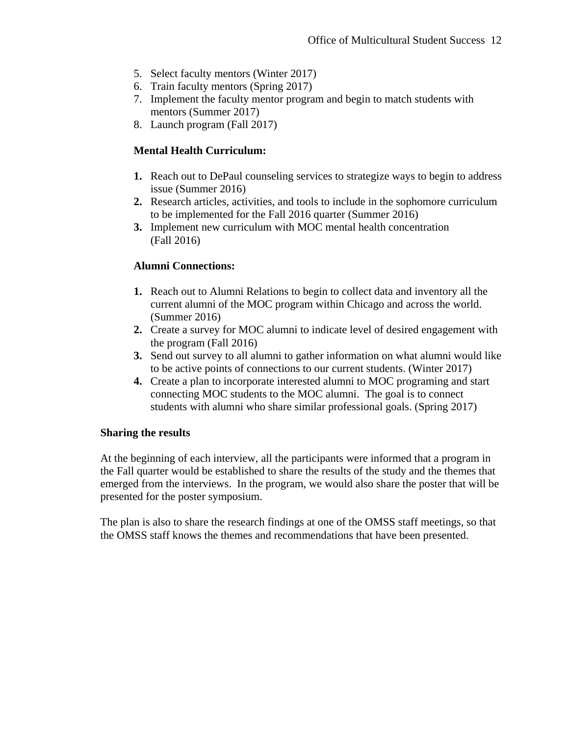5. Select faculty mentors (Winter 2017)
6. Train faculty mentors (Spring 2017)
7. Implement the faculty mentor program and begin to match students with mentors (Summer 2017)
8. Launch program (Fall 2017)

**Mental Health Curriculum:**

1. Reach out to DePaul counseling services to strategize ways to begin to address issue (Summer 2016)
2. Research articles, activities, and tools to include in the sophomore curriculum to be implemented for the Fall 2016 quarter (Summer 2016)
3. Implement new curriculum with MOC mental health concentration (Fall 2016)

**Alumni Connections:**

1. Reach out to Alumni Relations to begin to collect data and inventory all the current alumni of the MOC program within Chicago and across the world. (Summer 2016)
2. Create a survey for MOC alumni to indicate level of desired engagement with the program (Fall 2016)
3. Send out survey to all alumni to gather information on what alumni would like to be active points of connections to our current students. (Winter 2017)
4. Create a plan to incorporate interested alumni to MOC programing and start connecting MOC students to the MOC alumni. The goal is to connect students with alumni who share similar professional goals. (Spring 2017)

**Sharing the results**

At the beginning of each interview, all the participants were informed that a program in the Fall quarter would be established to share the results of the study and the themes that emerged from the interviews. In the program, we would also share the poster that will be presented for the poster symposium.

The plan is also to share the research findings at one of the OMSS staff meetings, so that the OMSS staff knows the themes and recommendations that have been presented.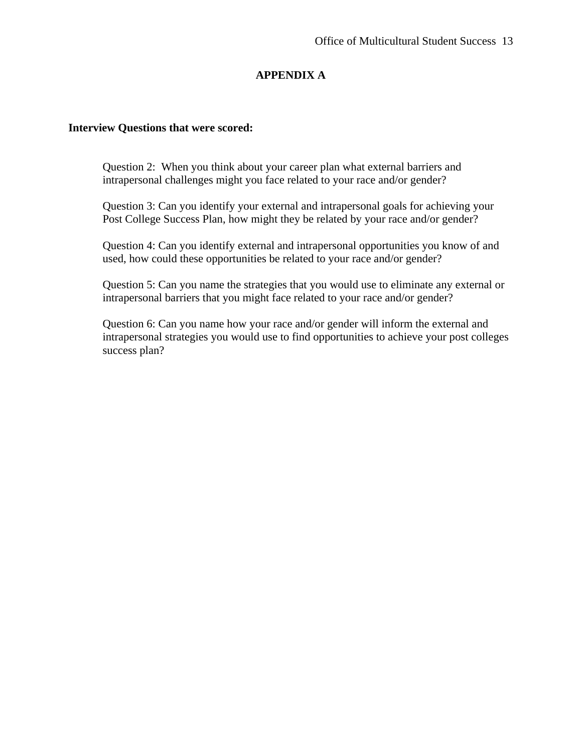# APPENDIX A

**Interview Questions that were scored:**

Question 2: When you think about your career plan what external barriers and intrapersonal challenges might you face related to your race and/or gender?

Question 3: Can you identify your external and intrapersonal goals for achieving your Post College Success Plan, how might they be related by your race and/or gender?

Question 4: Can you identify external and intrapersonal opportunities you know of and used, how could these opportunities be related to your race and/or gender?

Question 5: Can you name the strategies that you would use to eliminate any external or intrapersonal barriers that you might face related to your race and/or gender?

Question 6: Can you name how your race and/or gender will inform the external and intrapersonal strategies you would use to find opportunities to achieve your post colleges success plan?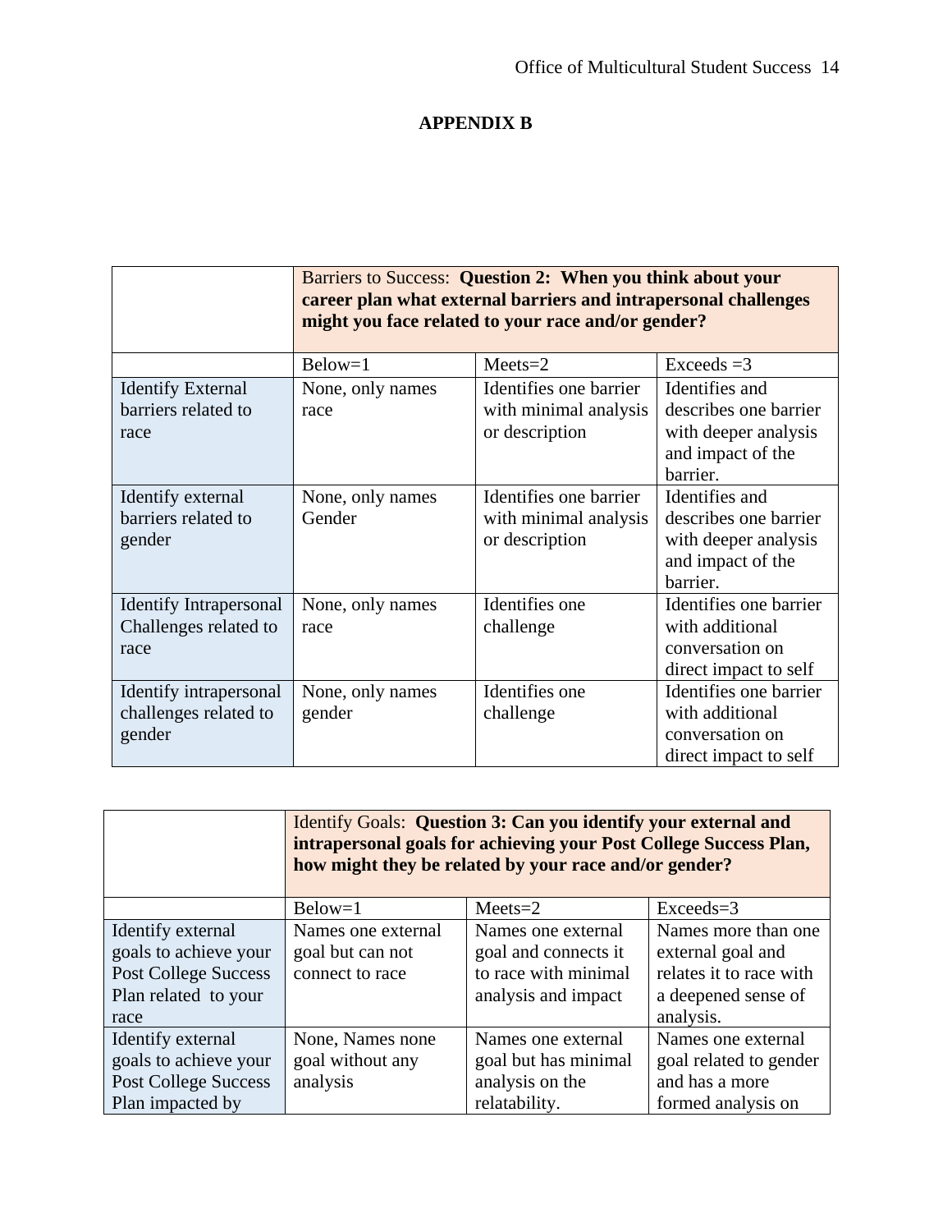# APPENDIX B

| | Barriers to Success: **Question 2: When you think about your career plan what external barriers and intrapersonal challenges might you face related to your race and/or gender?** | | |
|---|---|---|---|
| | Below=1 | Meets=2 | Exceeds =3 |
| Identify External barriers related to race | None, only names race | Identifies one barrier with minimal analysis or description | Identifies and describes one barrier with deeper analysis and impact of the barrier. |
| Identify external barriers related to gender | None, only names Gender | Identifies one barrier with minimal analysis or description | Identifies and describes one barrier with deeper analysis and impact of the barrier. |
| Identify Intrapersonal Challenges related to race | None, only names race | Identifies one challenge | Identifies one barrier with additional conversation on direct impact to self |
| Identify intrapersonal challenges related to gender | None, only names gender | Identifies one challenge | Identifies one barrier with additional conversation on direct impact to self |

| | Identify Goals: **Question 3: Can you identify your external and intrapersonal goals for achieving your Post College Success Plan, how might they be related by your race and/or gender?** | | |
|---|---|---|---|
| | Below=1 | Meets=2 | Exceeds=3 |
| Identify external goals to achieve your Post College Success Plan related to your race | Names one external goal but can not connect to race | Names one external goal and connects it to race with minimal analysis and impact | Names more than one external goal and relates it to race with a deepened sense of analysis. |
| Identify external goals to achieve your Post College Success Plan impacted by | None, Names none goal without any analysis | Names one external goal but has minimal analysis on the relatability. | Names one external goal related to gender and has a more formed analysis on |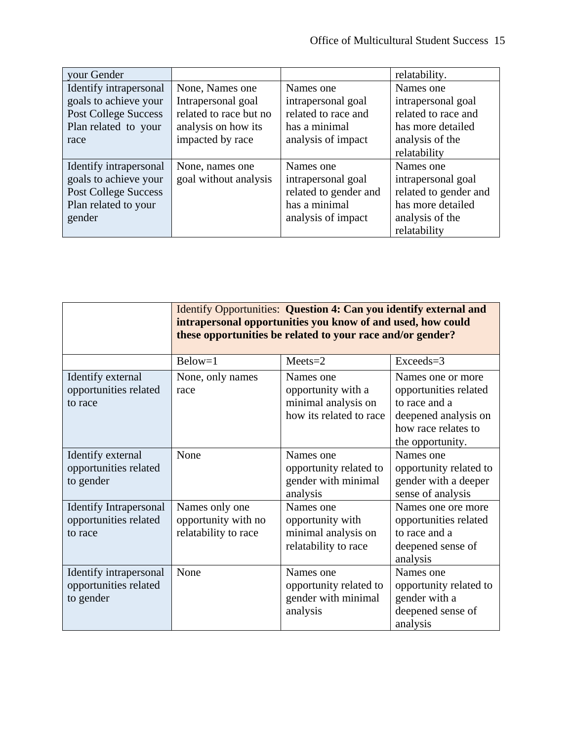| your Gender | | | relatability. |
|---|---|---|---|
| Identify intrapersonal goals to achieve your Post College Success Plan related to your race | None, Names one Intrapersonal goal related to race but no analysis on how its impacted by race | Names one intrapersonal goal related to race and has a minimal analysis of impact | Names one intrapersonal goal related to race and has more detailed analysis of the relatability |
| Identify intrapersonal goals to achieve your Post College Success Plan related to your gender | None, names one goal without analysis | Names one intrapersonal goal related to gender and has a minimal analysis of impact | Names one intrapersonal goal related to gender and has more detailed analysis of the relatability |

| | Identify Opportunities: **Question 4: Can you identify external and intrapersonal opportunities you know of and used, how could these opportunities be related to your race and/or gender?** | | |
|---|---|---|---|
| | Below=1 | Meets=2 | Exceeds=3 |
| Identify external opportunities related to race | None, only names race | Names one opportunity with a minimal analysis on how its related to race | Names one or more opportunities related to race and a deepened analysis on how race relates to the opportunity. |
| Identify external opportunities related to gender | None | Names one opportunity related to gender with minimal analysis | Names one opportunity related to gender with a deeper sense of analysis |
| Identify Intrapersonal opportunities related to race | Names only one opportunity with no relatability to race | Names one opportunity with minimal analysis on relatability to race | Names one ore more opportunities related to race and a deepened sense of analysis |
| Identify intrapersonal opportunities related to gender | None | Names one opportunity related to gender with minimal analysis | Names one opportunity related to gender with a deepened sense of analysis |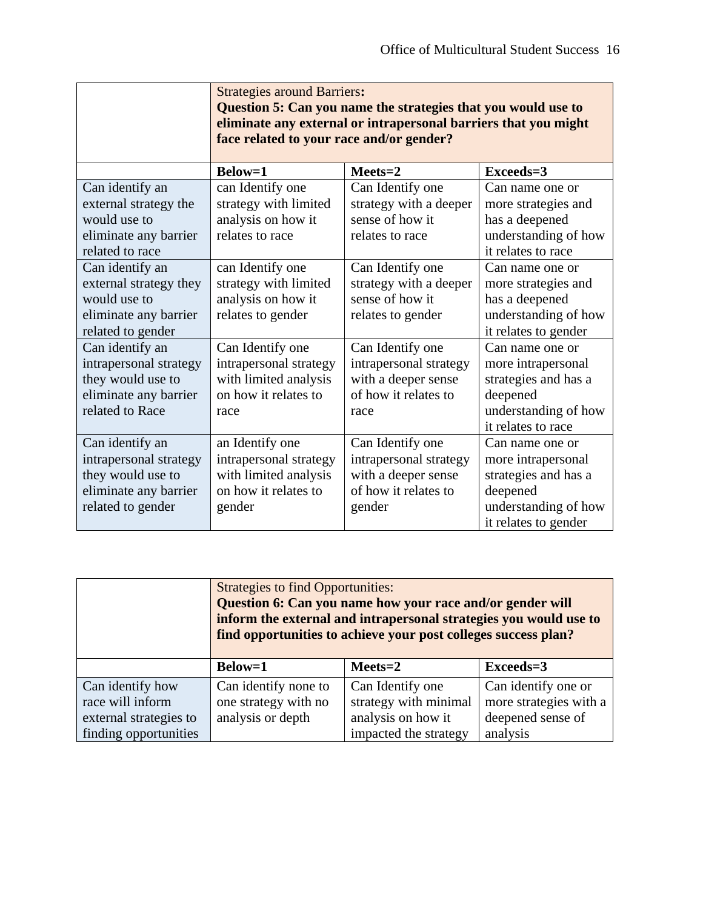| | Strategies around Barriers**:** **Question 5: Can you name the strategies that you would use to eliminate any external or intrapersonal barriers that you might face related to your race and/or gender?** | | |
|---|---|---|---|
| | **Below=1** | **Meets=2** | **Exceeds=3** |
| Can identify an external strategy the would use to eliminate any barrier related to race | can Identify one strategy with limited analysis on how it relates to race | Can Identify one strategy with a deeper sense of how it relates to race | Can name one or more strategies and has a deepened understanding of how it relates to race |
| Can identify an external strategy they would use to eliminate any barrier related to gender | can Identify one strategy with limited analysis on how it relates to gender | Can Identify one strategy with a deeper sense of how it relates to gender | Can name one or more strategies and has a deepened understanding of how it relates to gender |
| Can identify an intrapersonal strategy they would use to eliminate any barrier related to Race | Can Identify one intrapersonal strategy with limited analysis on how it relates to race | Can Identify one intrapersonal strategy with a deeper sense of how it relates to race | Can name one or more intrapersonal strategies and has a deepened understanding of how it relates to race |
| Can identify an intrapersonal strategy they would use to eliminate any barrier related to gender | an Identify one intrapersonal strategy with limited analysis on how it relates to gender | Can Identify one intrapersonal strategy with a deeper sense of how it relates to gender | Can name one or more intrapersonal strategies and has a deepened understanding of how it relates to gender |

| | Strategies to find Opportunities: **Question 6: Can you name how your race and/or gender will inform the external and intrapersonal strategies you would use to find opportunities to achieve your post colleges success plan?** | | |
|---|---|---|---|
| | **Below=1** | **Meets=2** | **Exceeds=3** |
| Can identify how race will inform external strategies to finding opportunities | Can identify none to one strategy with no analysis or depth | Can Identify one strategy with minimal analysis on how it impacted the strategy | Can identify one or more strategies with a deepened sense of analysis |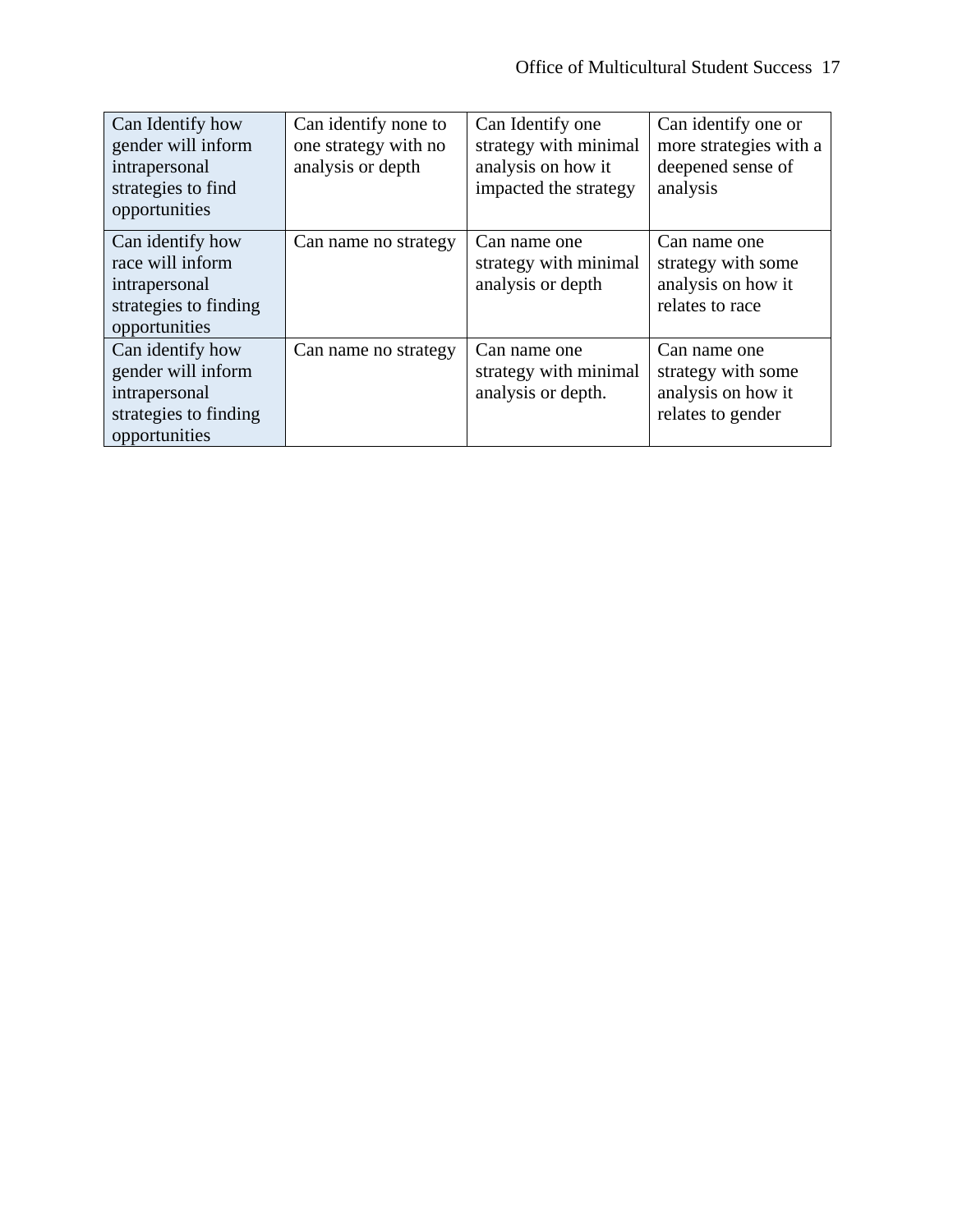| | | | |
|---|---|---|---|
| Can Identify how gender will inform intrapersonal strategies to find opportunities | Can identify none to one strategy with no analysis or depth | Can Identify one strategy with minimal analysis on how it impacted the strategy | Can identify one or more strategies with a deepened sense of analysis |
| Can identify how race will inform intrapersonal strategies to finding opportunities | Can name no strategy | Can name one strategy with minimal analysis or depth | Can name one strategy with some analysis on how it relates to race |
| Can identify how gender will inform intrapersonal strategies to finding opportunities | Can name no strategy | Can name one strategy with minimal analysis or depth. | Can name one strategy with some analysis on how it relates to gender |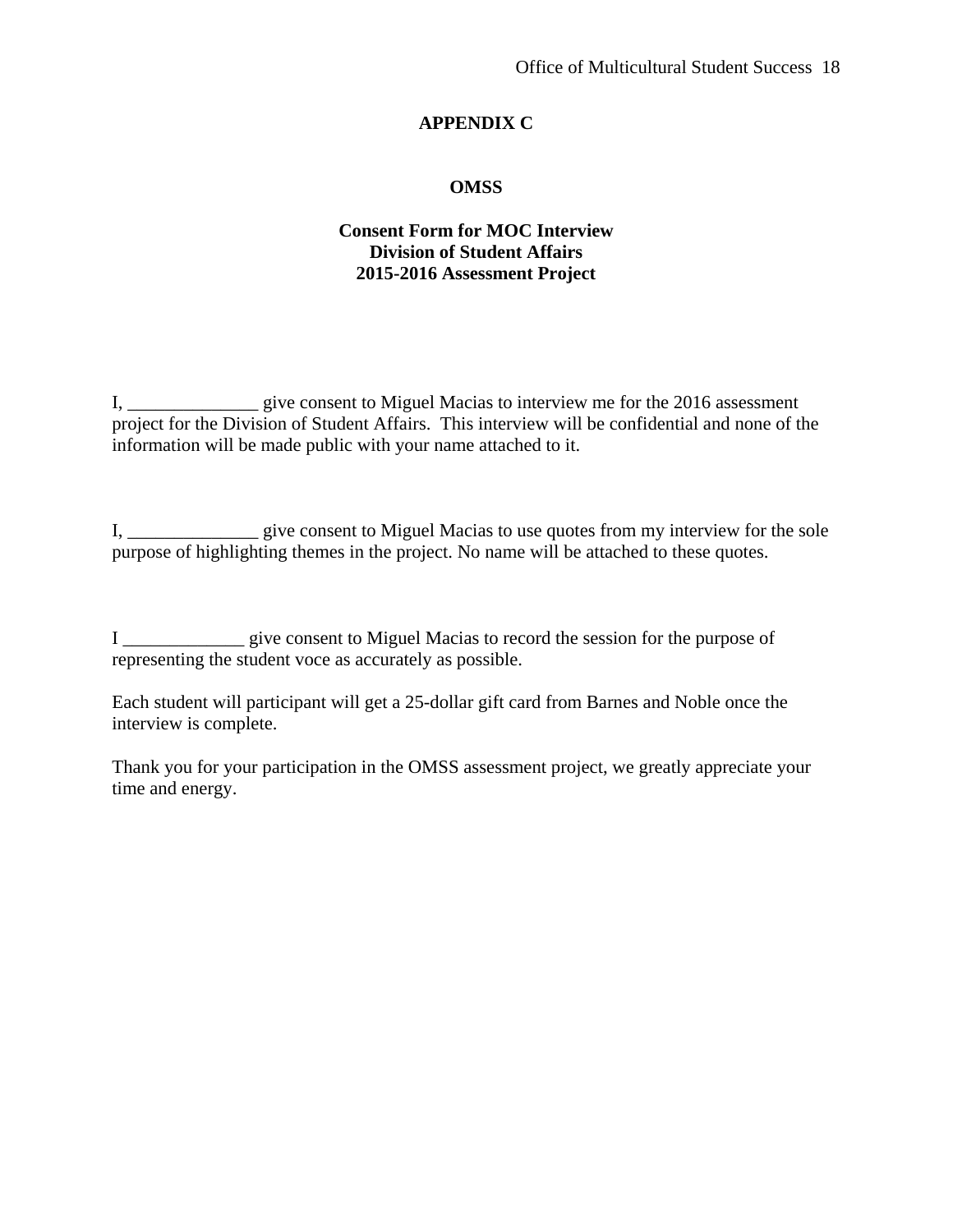# APPENDIX C

## OMSS

### Consent Form for MOC Interview
### Division of Student Affairs
### 2015-2016 Assessment Project

I, ______________ give consent to Miguel Macias to interview me for the 2016 assessment project for the Division of Student Affairs. This interview will be confidential and none of the information will be made public with your name attached to it.

I, ______________ give consent to Miguel Macias to use quotes from my interview for the sole purpose of highlighting themes in the project. No name will be attached to these quotes.

I _____________ give consent to Miguel Macias to record the session for the purpose of representing the student voce as accurately as possible.

Each student will participant will get a 25-dollar gift card from Barnes and Noble once the interview is complete.

Thank you for your participation in the OMSS assessment project, we greatly appreciate your time and energy.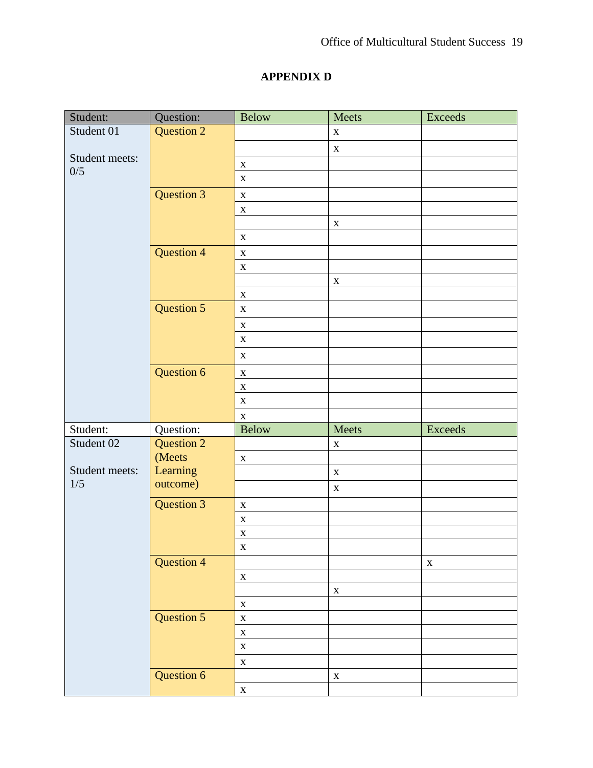**APPENDIX D**

| Student: | Question: | Below | Meets | Exceeds |
|---|---|---|---|---|
| Student 01<br><br>Student meets: 0/5 | Question 2 | | x | |
| | | | x | |
| | | x | | |
| | | x | | |
| | Question 3 | x | | |
| | | x | | |
| | | | x | |
| | | x | | |
| | Question 4 | x | | |
| | | x | | |
| | | | x | |
| | | x | | |
| | Question 5 | x | | |
| | | x | | |
| | | x | | |
| | | x | | |
| | Question 6 | x | | |
| | | x | | |
| | | x | | |
| | | x | | |
| Student: | Question: | Below | Meets | Exceeds |
| Student 02<br><br>Student meets: 1/5 | Question 2 (Meets Learning outcome) | | x | |
| | | x | | |
| | | | x | |
| | | | x | |
| | Question 3 | x | | |
| | | x | | |
| | | x | | |
| | | x | | |
| | Question 4 | | | x |
| | | x | | |
| | | | x | |
| | | x | | |
| | Question 5 | x | | |
| | | x | | |
| | | x | | |
| | | x | | |
| | Question 6 | | x | |
| | | x | | |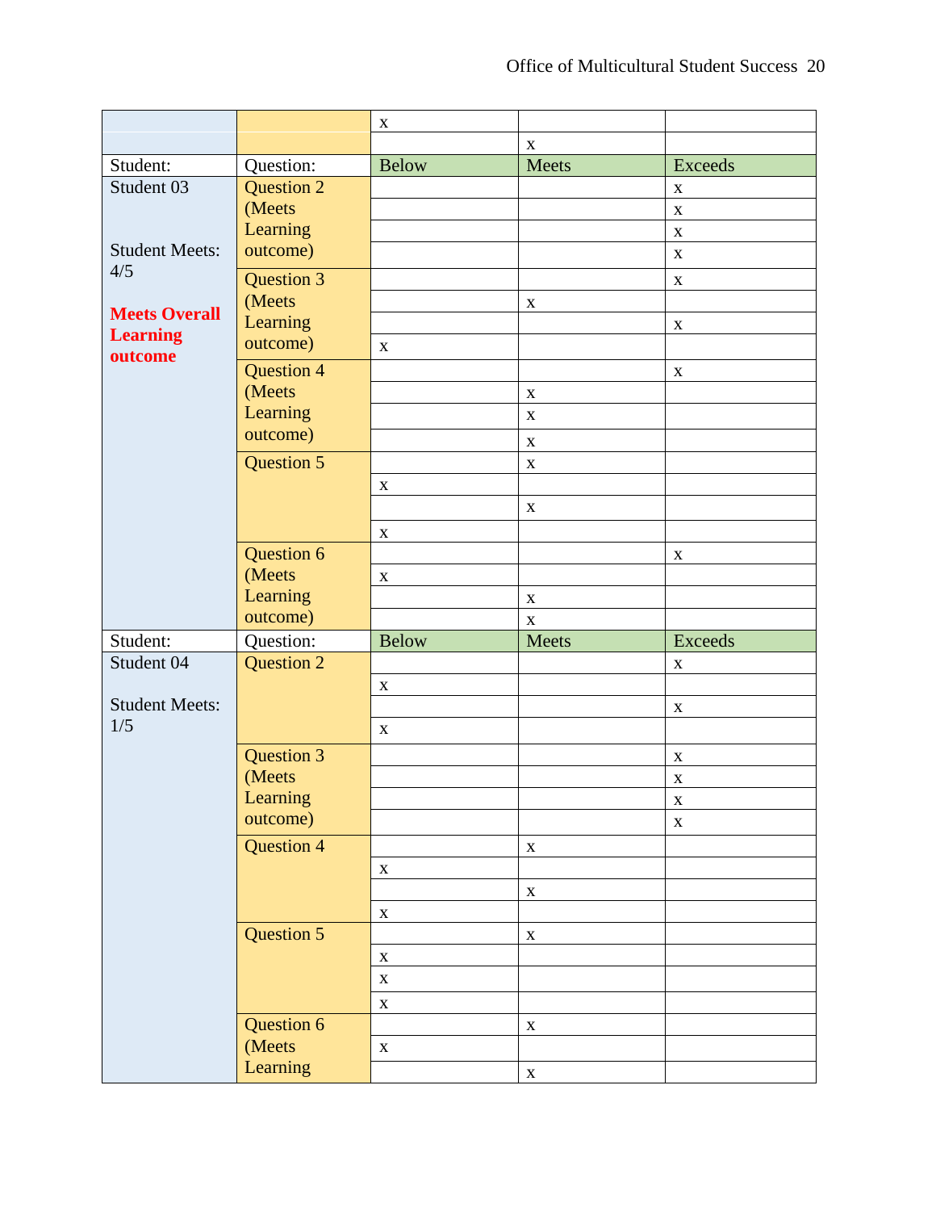| Student: | Question: | Below | Meets | Exceeds |
|---|---|---|---|---|
| | | x | | |
| | | | x | |
| Student: | Question: | Below | Meets | Exceeds |
| Student 03 | Question 2 (Meets Learning outcome) | | | x |
| | | | | x |
| Student Meets: 4/5 | | | | x |
| | | | | x |
| **Meets Overall Learning outcome** | Question 3 (Meets Learning outcome) | | | x |
| | | | x | |
| | | | | x |
| | | x | | |
| | Question 4 (Meets Learning outcome) | | | x |
| | | | x | |
| | | | x | |
| | | | x | |
| | Question 5 | | x | |
| | | x | | |
| | | | x | |
| | | x | | |
| | Question 6 (Meets Learning outcome) | | | x |
| | | x | | |
| | | | x | |
| | | | x | |
| Student: | Question: | Below | Meets | Exceeds |
| Student 04 | Question 2 | | | x |
| | | x | | |
| Student Meets: 1/5 | | | | x |
| | | x | | |
| | Question 3 (Meets Learning outcome) | | | x |
| | | | | x |
| | | | | x |
| | | | | x |
| | Question 4 | | x | |
| | | x | | |
| | | | x | |
| | | x | | |
| | Question 5 | | x | |
| | | x | | |
| | | x | | |
| | | x | | |
| | Question 6 (Meets Learning | | x | |
| | | x | | |
| | | | x | |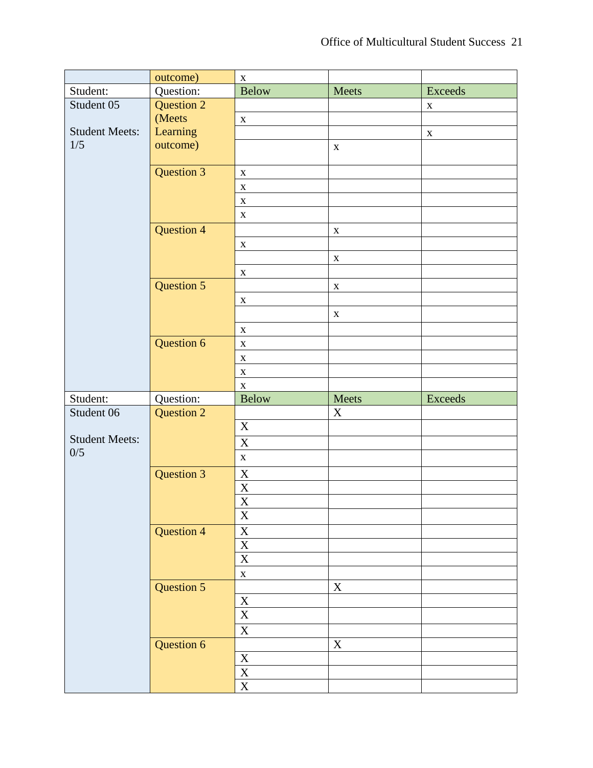| | outcome) | x | | |
|---|---|---|---|---|
| Student: | Question: | Below | Meets | Exceeds |
| Student 05<br><br>Student Meets: 1/5 | Question 2 (Meets Learning outcome) | | | x |
| | | x | | |
| | | | | x |
| | | | x | |
| | Question 3 | x | | |
| | | x | | |
| | | x | | |
| | | x | | |
| | Question 4 | | x | |
| | | x | | |
| | | | x | |
| | | x | | |
| | Question 5 | | x | |
| | | x | | |
| | | | x | |
| | | x | | |
| | Question 6 | x | | |
| | | x | | |
| | | x | | |
| | | x | | |
| Student: | Question: | Below | Meets | Exceeds |
| Student 06<br><br>Student Meets: 0/5 | Question 2 | | X | |
| | | X | | |
| | | X | | |
| | | x | | |
| | Question 3 | X | | |
| | | X | | |
| | | X | | |
| | | X | | |
| | Question 4 | X | | |
| | | X | | |
| | | X | | |
| | | x | | |
| | Question 5 | | X | |
| | | X | | |
| | | X | | |
| | | X | | |
| | Question 6 | | X | |
| | | X | | |
| | | X | | |
| | | X | | |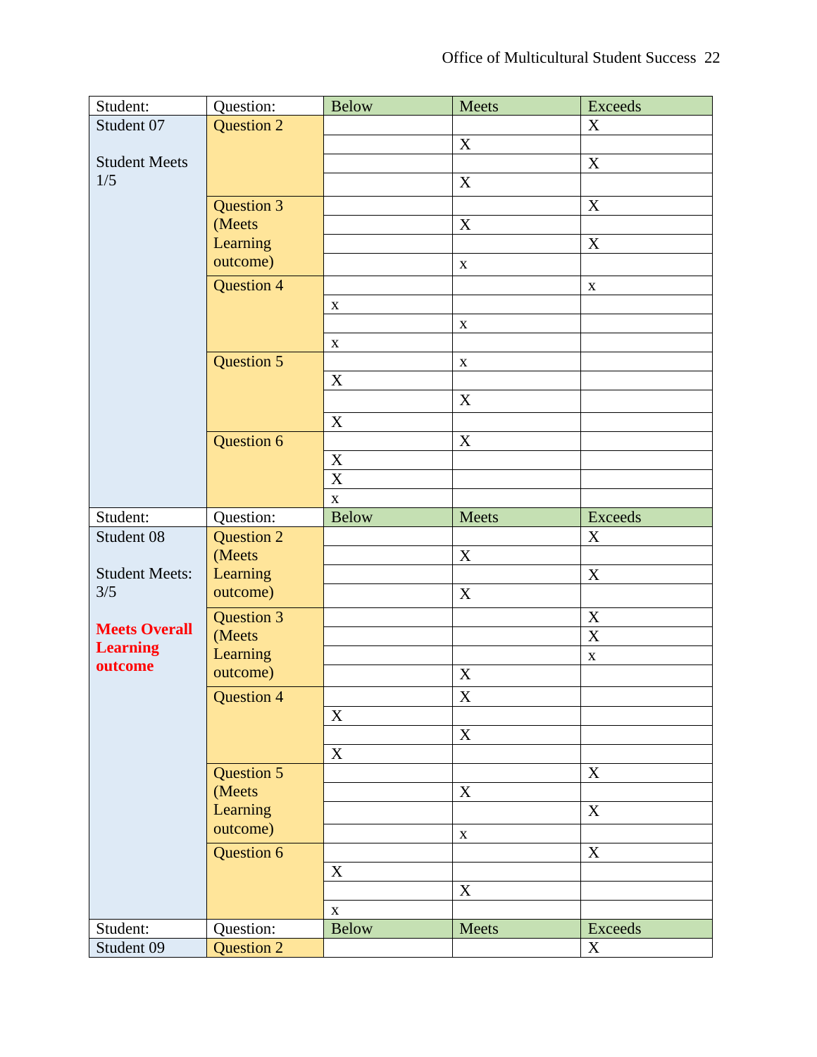| Student: | Question: | Below | Meets | Exceeds |
|---|---|---|---|---|
| Student 07 | Question 2 | | | X |
| | | | X | |
| Student Meets 1/5 | | | | X |
| | | | X | |
| | Question 3 (Meets Learning outcome) | | | X |
| | | | X | |
| | | | | X |
| | | | x | |
| | Question 4 | | | x |
| | | x | | |
| | | | x | |
| | | x | | |
| | Question 5 | | x | |
| | | X | | |
| | | | X | |
| | | X | | |
| | Question 6 | | X | |
| | | X | | |
| | | X | | |
| | | x | | |
| **Student:** | **Question:** | **Below** | **Meets** | **Exceeds** |
| Student 08 | Question 2 (Meets Learning outcome) | | | X |
| | | | X | |
| Student Meets: 3/5 | | | | X |
| | | | X | |
| **Meets Overall Learning outcome** | Question 3 (Meets Learning outcome) | | | X |
| | | | | X |
| | | | | x |
| | | | X | |
| | Question 4 | | X | |
| | | X | | |
| | | | X | |
| | | X | | |
| | Question 5 (Meets Learning outcome) | | | X |
| | | | X | |
| | | | | X |
| | | | x | |
| | Question 6 | | | X |
| | | X | | |
| | | | X | |
| | | x | | |
| **Student:** | **Question:** | **Below** | **Meets** | **Exceeds** |
| Student 09 | Question 2 | | | X |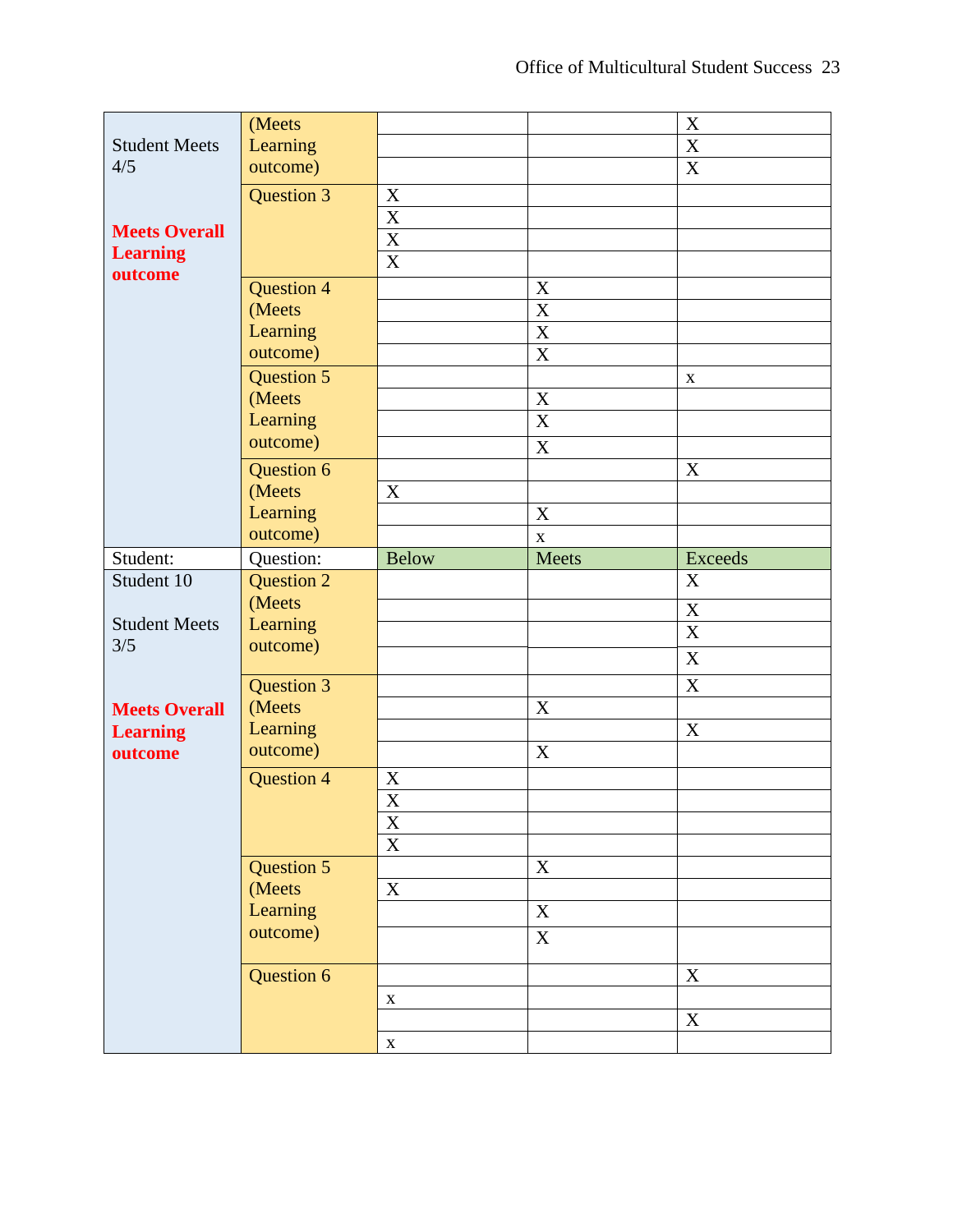| | | | | |
|---|---|---|---|---|
| Student Meets 4/5<br><br>**Meets Overall Learning outcome** | (Meets Learning outcome) | | | X |
| | | | | X |
| | | | | X |
| | Question 3 | X | | |
| | | X | | |
| | | X | | |
| | | X | | |
| | Question 4 (Meets Learning outcome) | | X | |
| | | | X | |
| | | | X | |
| | | | X | |
| | Question 5 (Meets Learning outcome) | | | x |
| | | | X | |
| | | | X | |
| | | | X | |
| | Question 6 (Meets Learning outcome) | | | X |
| | | X | | |
| | | | X | |
| | | | x | |
| Student: | Question: | Below | Meets | Exceeds |
| Student 10<br><br>Student Meets 3/5<br><br>**Meets Overall Learning outcome** | Question 2 (Meets Learning outcome) | | | X |
| | | | | X |
| | | | | X |
| | | | | X |
| | Question 3 (Meets Learning outcome) | | | X |
| | | | X | |
| | | | | X |
| | | | X | |
| | Question 4 | X | | |
| | | X | | |
| | | X | | |
| | | X | | |
| | Question 5 (Meets Learning outcome) | | X | |
| | | X | | |
| | | | X | |
| | | | X | |
| | Question 6 | | | X |
| | | x | | |
| | | | | X |
| | | x | | |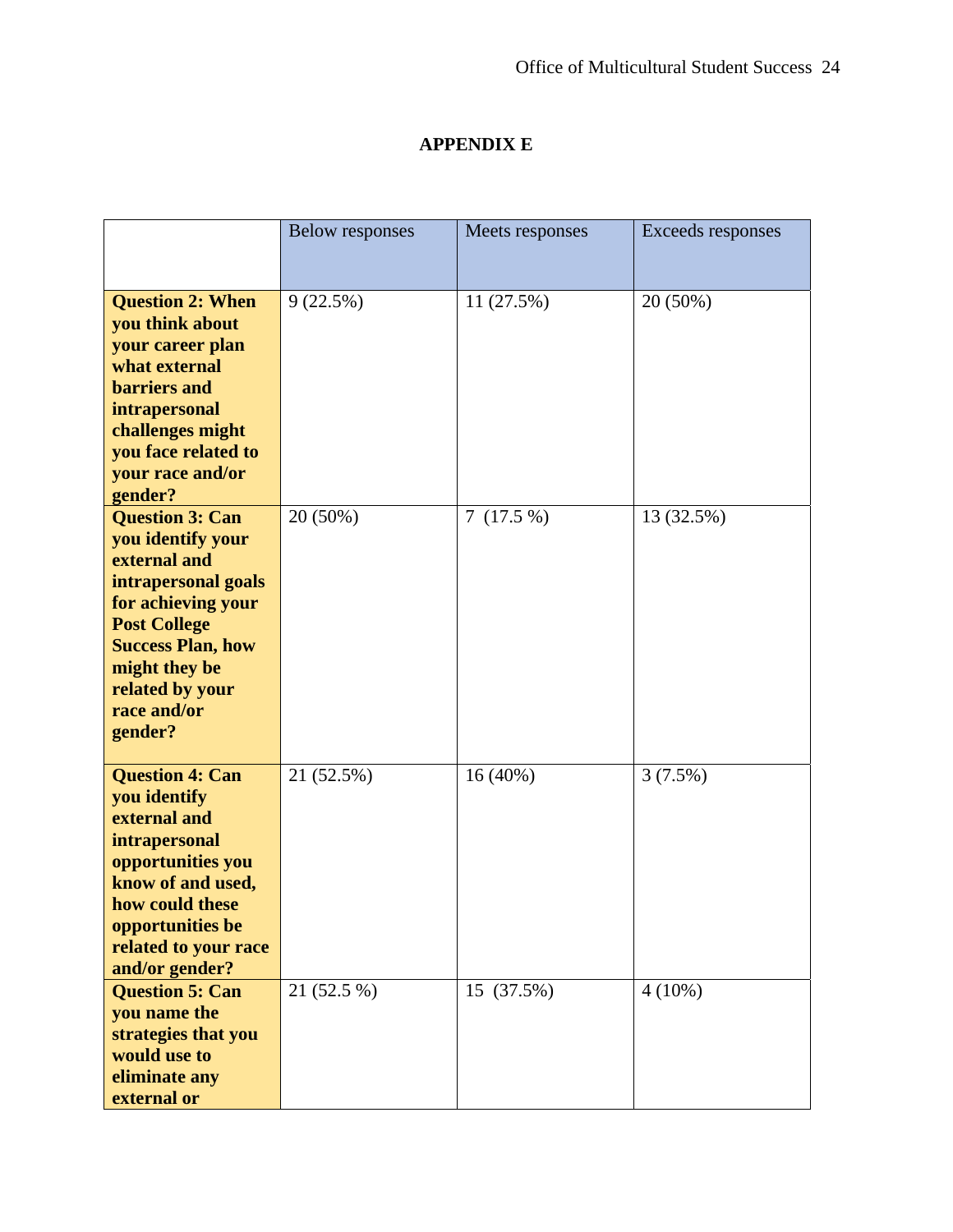## APPENDIX E

| | Below responses | Meets responses | Exceeds responses |
|---|---|---|---|
| **Question 2: When you think about your career plan what external barriers and intrapersonal challenges might you face related to your race and/or gender?** | 9 (22.5%) | 11 (27.5%) | 20 (50%) |
| **Question 3: Can you identify your external and intrapersonal goals for achieving your Post College Success Plan, how might they be related by your race and/or gender?** | 20 (50%) | 7 (17.5 %) | 13 (32.5%) |
| **Question 4: Can you identify external and intrapersonal opportunities you know of and used, how could these opportunities be related to your race and/or gender?** | 21 (52.5%) | 16 (40%) | 3 (7.5%) |
| **Question 5: Can you name the strategies that you would use to eliminate any external or** | 21 (52.5 %) | 15 (37.5%) | 4 (10%) |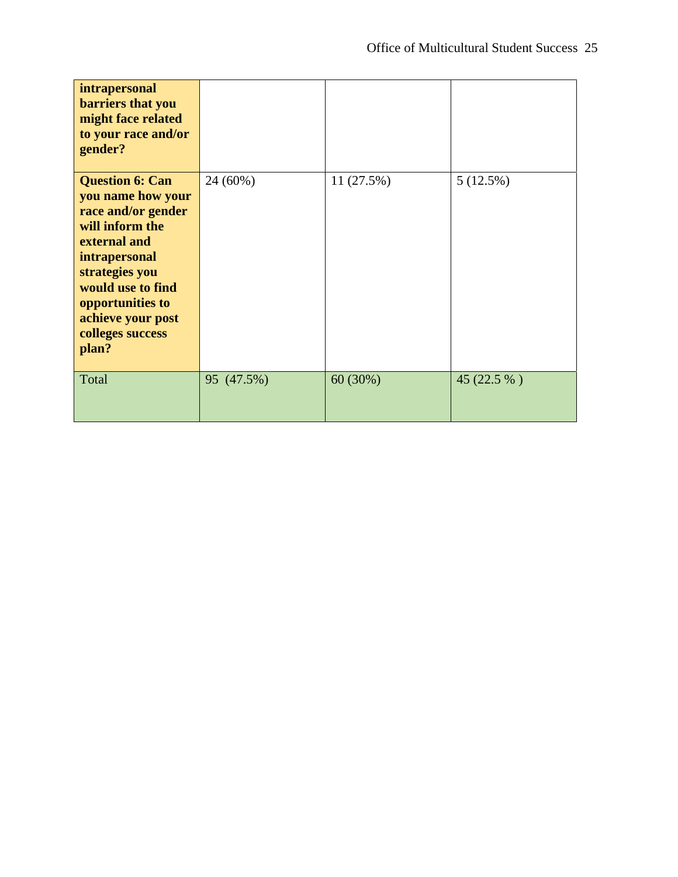| | | | |
|---|---|---|---|
| **intrapersonal barriers that you might face related to your race and/or gender?** | | | |
| **Question 6: Can you name how your race and/or gender will inform the external and intrapersonal strategies you would use to find opportunities to achieve your post colleges success plan?** | 24 (60%) | 11 (27.5%) | 5 (12.5%) |
| Total | 95 (47.5%) | 60 (30%) | 45 (22.5 % ) |